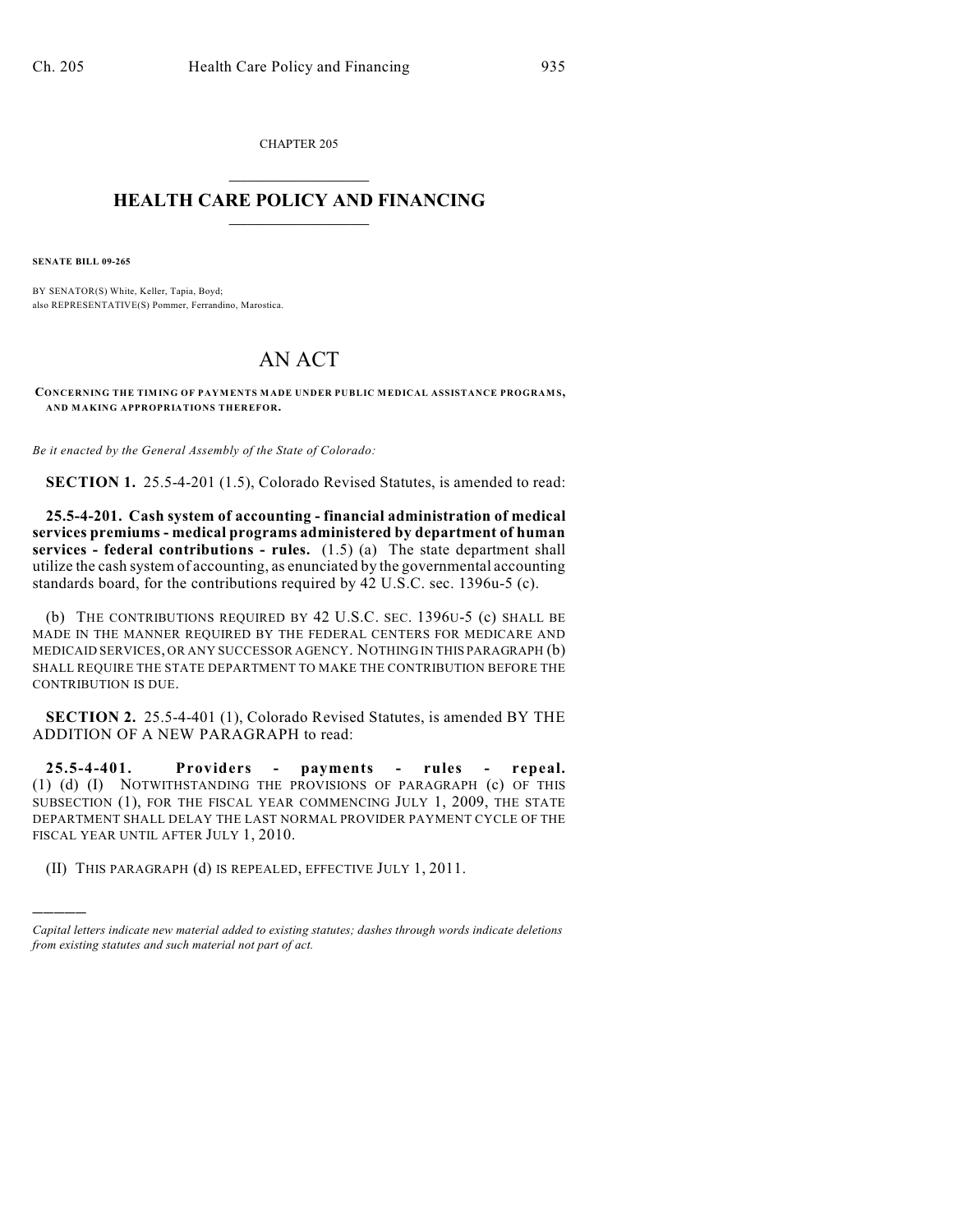CHAPTER 205

# HEALTH CARE POLICY AND FINANCING

**SENATE BILL 09-265**

BY SENATOR(S) White, Keller, Tapia, Boyd;
also REPRESENTATIVE(S) Pommer, Ferrandino, Marostica.

# AN ACT

**CONCERNING THE TIMING OF PAYMENTS MADE UNDER PUBLIC MEDICAL ASSISTANCE PROGRAMS, AND MAKING APPROPRIATIONS THEREFOR.**

*Be it enacted by the General Assembly of the State of Colorado:*

**SECTION 1.** 25.5-4-201 (1.5), Colorado Revised Statutes, is amended to read:

**25.5-4-201. Cash system of accounting - financial administration of medical services premiums - medical programs administered by department of human services - federal contributions - rules.** (1.5) (a) The state department shall utilize the cash system of accounting, as enunciated by the governmental accounting standards board, for the contributions required by 42 U.S.C. sec. 1396u-5 (c).

(b) THE CONTRIBUTIONS REQUIRED BY 42 U.S.C. SEC. 1396U-5 (c) SHALL BE MADE IN THE MANNER REQUIRED BY THE FEDERAL CENTERS FOR MEDICARE AND MEDICAID SERVICES, OR ANY SUCCESSOR AGENCY. NOTHING IN THIS PARAGRAPH (b) SHALL REQUIRE THE STATE DEPARTMENT TO MAKE THE CONTRIBUTION BEFORE THE CONTRIBUTION IS DUE.

**SECTION 2.** 25.5-4-401 (1), Colorado Revised Statutes, is amended BY THE ADDITION OF A NEW PARAGRAPH to read:

**25.5-4-401. Providers - payments - rules - repeal.** (1) (d) (I) NOTWITHSTANDING THE PROVISIONS OF PARAGRAPH (c) OF THIS SUBSECTION (1), FOR THE FISCAL YEAR COMMENCING JULY 1, 2009, THE STATE DEPARTMENT SHALL DELAY THE LAST NORMAL PROVIDER PAYMENT CYCLE OF THE FISCAL YEAR UNTIL AFTER JULY 1, 2010.

(II) THIS PARAGRAPH (d) IS REPEALED, EFFECTIVE JULY 1, 2011.

---

*Capital letters indicate new material added to existing statutes; dashes through words indicate deletions from existing statutes and such material not part of act.*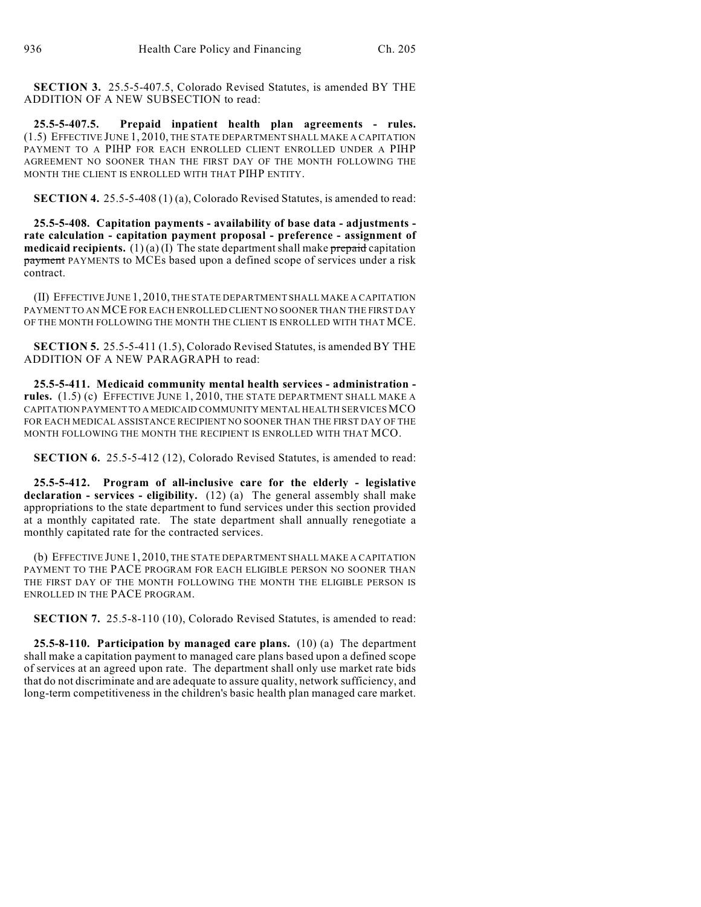**SECTION 3.** 25.5-5-407.5, Colorado Revised Statutes, is amended BY THE ADDITION OF A NEW SUBSECTION to read:

**25.5-5-407.5. Prepaid inpatient health plan agreements - rules.** (1.5) EFFECTIVE JUNE 1, 2010, THE STATE DEPARTMENT SHALL MAKE A CAPITATION PAYMENT TO A PIHP FOR EACH ENROLLED CLIENT ENROLLED UNDER A PIHP AGREEMENT NO SOONER THAN THE FIRST DAY OF THE MONTH FOLLOWING THE MONTH THE CLIENT IS ENROLLED WITH THAT PIHP ENTITY.

**SECTION 4.** 25.5-5-408 (1) (a), Colorado Revised Statutes, is amended to read:

**25.5-5-408. Capitation payments - availability of base data - adjustments - rate calculation - capitation payment proposal - preference - assignment of medicaid recipients.** (1) (a) (I) The state department shall make ~~prepaid~~ capitation ~~payment~~ PAYMENTS to MCEs based upon a defined scope of services under a risk contract.

(II) EFFECTIVE JUNE 1, 2010, THE STATE DEPARTMENT SHALL MAKE A CAPITATION PAYMENT TO AN MCE FOR EACH ENROLLED CLIENT NO SOONER THAN THE FIRST DAY OF THE MONTH FOLLOWING THE MONTH THE CLIENT IS ENROLLED WITH THAT MCE.

**SECTION 5.** 25.5-5-411 (1.5), Colorado Revised Statutes, is amended BY THE ADDITION OF A NEW PARAGRAPH to read:

**25.5-5-411. Medicaid community mental health services - administration - rules.** (1.5) (c) EFFECTIVE JUNE 1, 2010, THE STATE DEPARTMENT SHALL MAKE A CAPITATION PAYMENT TO A MEDICAID COMMUNITY MENTAL HEALTH SERVICES MCO FOR EACH MEDICAL ASSISTANCE RECIPIENT NO SOONER THAN THE FIRST DAY OF THE MONTH FOLLOWING THE MONTH THE RECIPIENT IS ENROLLED WITH THAT MCO.

**SECTION 6.** 25.5-5-412 (12), Colorado Revised Statutes, is amended to read:

**25.5-5-412. Program of all-inclusive care for the elderly - legislative declaration - services - eligibility.** (12) (a) The general assembly shall make appropriations to the state department to fund services under this section provided at a monthly capitated rate. The state department shall annually renegotiate a monthly capitated rate for the contracted services.

(b) EFFECTIVE JUNE 1, 2010, THE STATE DEPARTMENT SHALL MAKE A CAPITATION PAYMENT TO THE PACE PROGRAM FOR EACH ELIGIBLE PERSON NO SOONER THAN THE FIRST DAY OF THE MONTH FOLLOWING THE MONTH THE ELIGIBLE PERSON IS ENROLLED IN THE PACE PROGRAM.

**SECTION 7.** 25.5-8-110 (10), Colorado Revised Statutes, is amended to read:

**25.5-8-110. Participation by managed care plans.** (10) (a) The department shall make a capitation payment to managed care plans based upon a defined scope of services at an agreed upon rate. The department shall only use market rate bids that do not discriminate and are adequate to assure quality, network sufficiency, and long-term competitiveness in the children's basic health plan managed care market.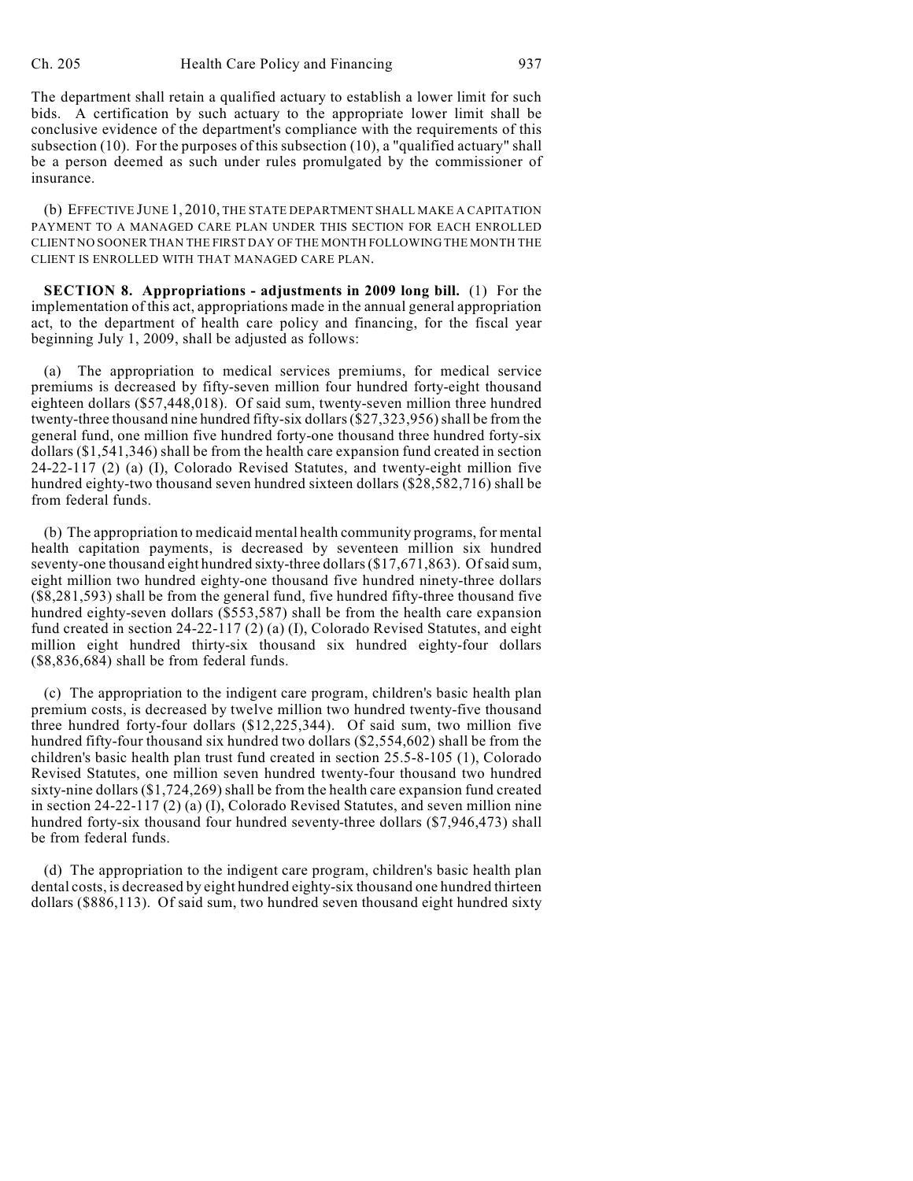The department shall retain a qualified actuary to establish a lower limit for such bids. A certification by such actuary to the appropriate lower limit shall be conclusive evidence of the department's compliance with the requirements of this subsection (10). For the purposes of this subsection (10), a "qualified actuary" shall be a person deemed as such under rules promulgated by the commissioner of insurance.

(b) EFFECTIVE JUNE 1, 2010, THE STATE DEPARTMENT SHALL MAKE A CAPITATION PAYMENT TO A MANAGED CARE PLAN UNDER THIS SECTION FOR EACH ENROLLED CLIENT NO SOONER THAN THE FIRST DAY OF THE MONTH FOLLOWING THE MONTH THE CLIENT IS ENROLLED WITH THAT MANAGED CARE PLAN.

**SECTION 8. Appropriations - adjustments in 2009 long bill.** (1) For the implementation of this act, appropriations made in the annual general appropriation act, to the department of health care policy and financing, for the fiscal year beginning July 1, 2009, shall be adjusted as follows:

(a) The appropriation to medical services premiums, for medical service premiums is decreased by fifty-seven million four hundred forty-eight thousand eighteen dollars ($57,448,018). Of said sum, twenty-seven million three hundred twenty-three thousand nine hundred fifty-six dollars ($27,323,956) shall be from the general fund, one million five hundred forty-one thousand three hundred forty-six dollars ($1,541,346) shall be from the health care expansion fund created in section 24-22-117 (2) (a) (I), Colorado Revised Statutes, and twenty-eight million five hundred eighty-two thousand seven hundred sixteen dollars ($28,582,716) shall be from federal funds.

(b) The appropriation to medicaid mental health community programs, for mental health capitation payments, is decreased by seventeen million six hundred seventy-one thousand eight hundred sixty-three dollars ($17,671,863). Of said sum, eight million two hundred eighty-one thousand five hundred ninety-three dollars ($8,281,593) shall be from the general fund, five hundred fifty-three thousand five hundred eighty-seven dollars ($553,587) shall be from the health care expansion fund created in section 24-22-117 (2) (a) (I), Colorado Revised Statutes, and eight million eight hundred thirty-six thousand six hundred eighty-four dollars ($8,836,684) shall be from federal funds.

(c) The appropriation to the indigent care program, children's basic health plan premium costs, is decreased by twelve million two hundred twenty-five thousand three hundred forty-four dollars ($12,225,344). Of said sum, two million five hundred fifty-four thousand six hundred two dollars ($2,554,602) shall be from the children's basic health plan trust fund created in section 25.5-8-105 (1), Colorado Revised Statutes, one million seven hundred twenty-four thousand two hundred sixty-nine dollars ($1,724,269) shall be from the health care expansion fund created in section 24-22-117 (2) (a) (I), Colorado Revised Statutes, and seven million nine hundred forty-six thousand four hundred seventy-three dollars ($7,946,473) shall be from federal funds.

(d) The appropriation to the indigent care program, children's basic health plan dental costs, is decreased by eight hundred eighty-six thousand one hundred thirteen dollars ($886,113). Of said sum, two hundred seven thousand eight hundred sixty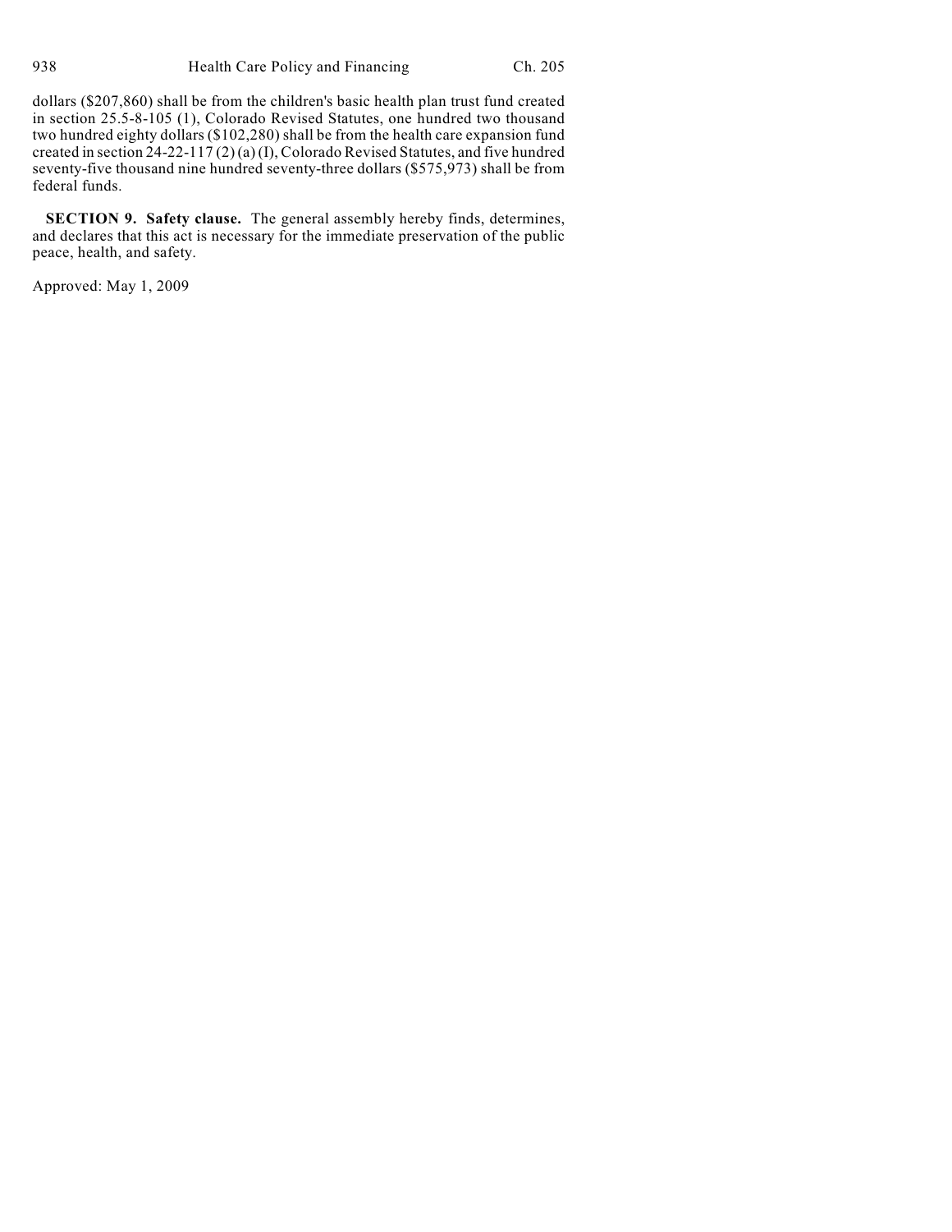dollars ($207,860) shall be from the children's basic health plan trust fund created in section 25.5-8-105 (1), Colorado Revised Statutes, one hundred two thousand two hundred eighty dollars ($102,280) shall be from the health care expansion fund created in section 24-22-117 (2) (a) (I), Colorado Revised Statutes, and five hundred seventy-five thousand nine hundred seventy-three dollars ($575,973) shall be from federal funds.

**SECTION 9. Safety clause.** The general assembly hereby finds, determines, and declares that this act is necessary for the immediate preservation of the public peace, health, and safety.

Approved: May 1, 2009